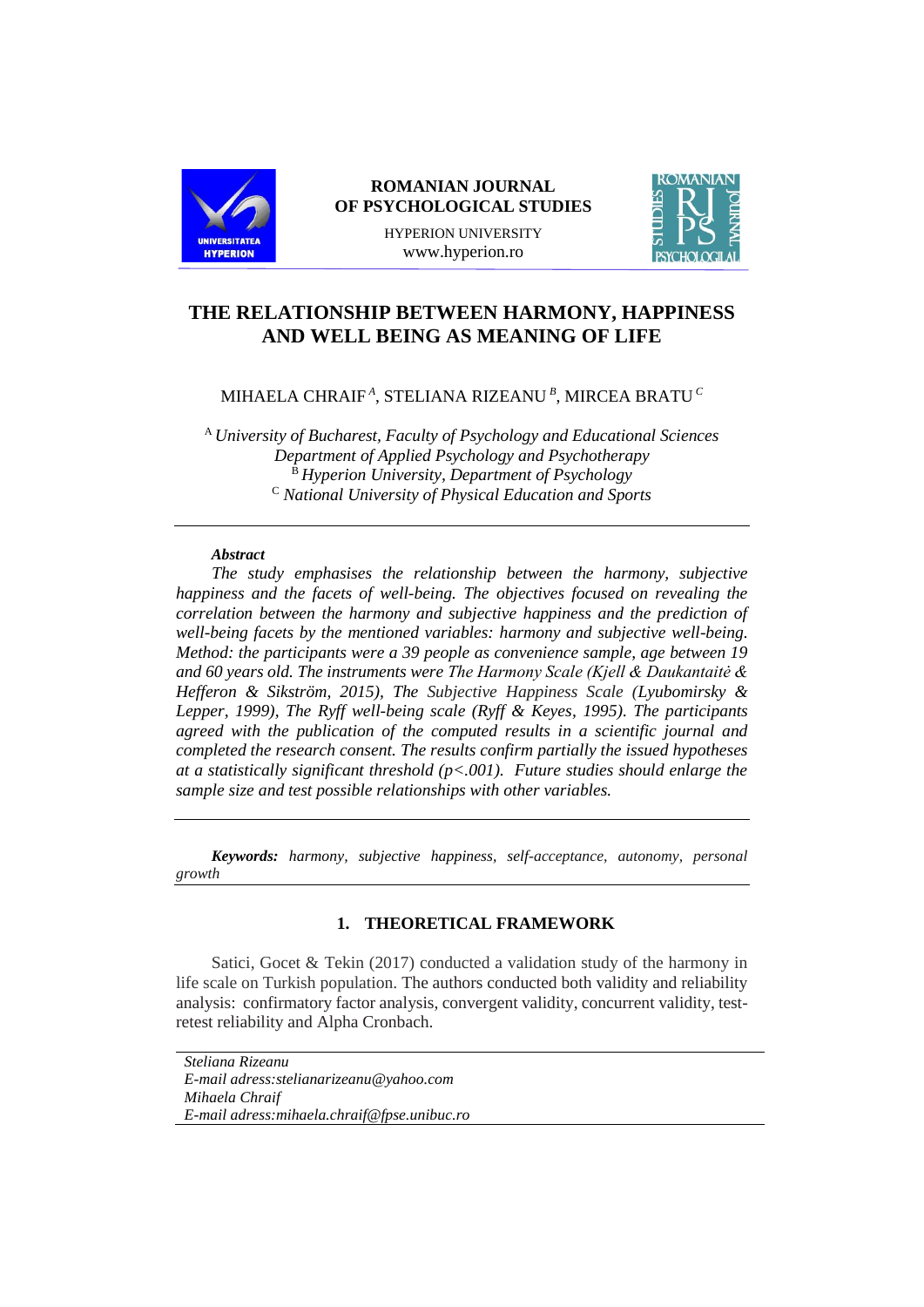# THE RELATIONSHIP BETWEEN HARMONY, HAPPINESS AND WELL BEING AS MEANING OF LIFE

MIHAELA CHRAIF [A], STELIANA RIZEANU [B], MIRCEA BRATU [C]

[A] *University of Bucharest, Faculty of Psychology and Educational Sciences Department of Applied Psychology and Psychotherapy*
[B] *Hyperion University, Department of Psychology*
[C] *National University of Physical Education and Sports*

---

***Abstract***

*The study emphasises the relationship between the harmony, subjective happiness and the facets of well-being. The objectives focused on revealing the correlation between the harmony and subjective happiness and the prediction of well-being facets by the mentioned variables: harmony and subjective well-being. Method: the participants were a 39 people as convenience sample, age between 19 and 60 years old. The instruments were The Harmony Scale (Kjell & Daukantaitė & Hefferon & Sikström, 2015), The Subjective Happiness Scale (Lyubomirsky & Lepper, 1999), The Ryff well-being scale (Ryff & Keyes, 1995). The participants agreed with the publication of the computed results in a scientific journal and completed the research consent. The results confirm partially the issued hypotheses at a statistically significant threshold (p<.001). Future studies should enlarge the sample size and test possible relationships with other variables.*

---

***Keywords:*** *harmony, subjective happiness, self-acceptance, autonomy, personal growth*

---

## 1. THEORETICAL FRAMEWORK

Satici, Gocet & Tekin (2017) conducted a validation study of the harmony in life scale on Turkish population. The authors conducted both validity and reliability analysis: confirmatory factor analysis, convergent validity, concurrent validity, test-retest reliability and Alpha Cronbach.

---

*Steliana Rizeanu*
*E-mail adress:stelianarizeanu@yahoo.com*
*Mihaela Chraif*
*E-mail adress:mihaela.chraif@fpse.unibuc.ro*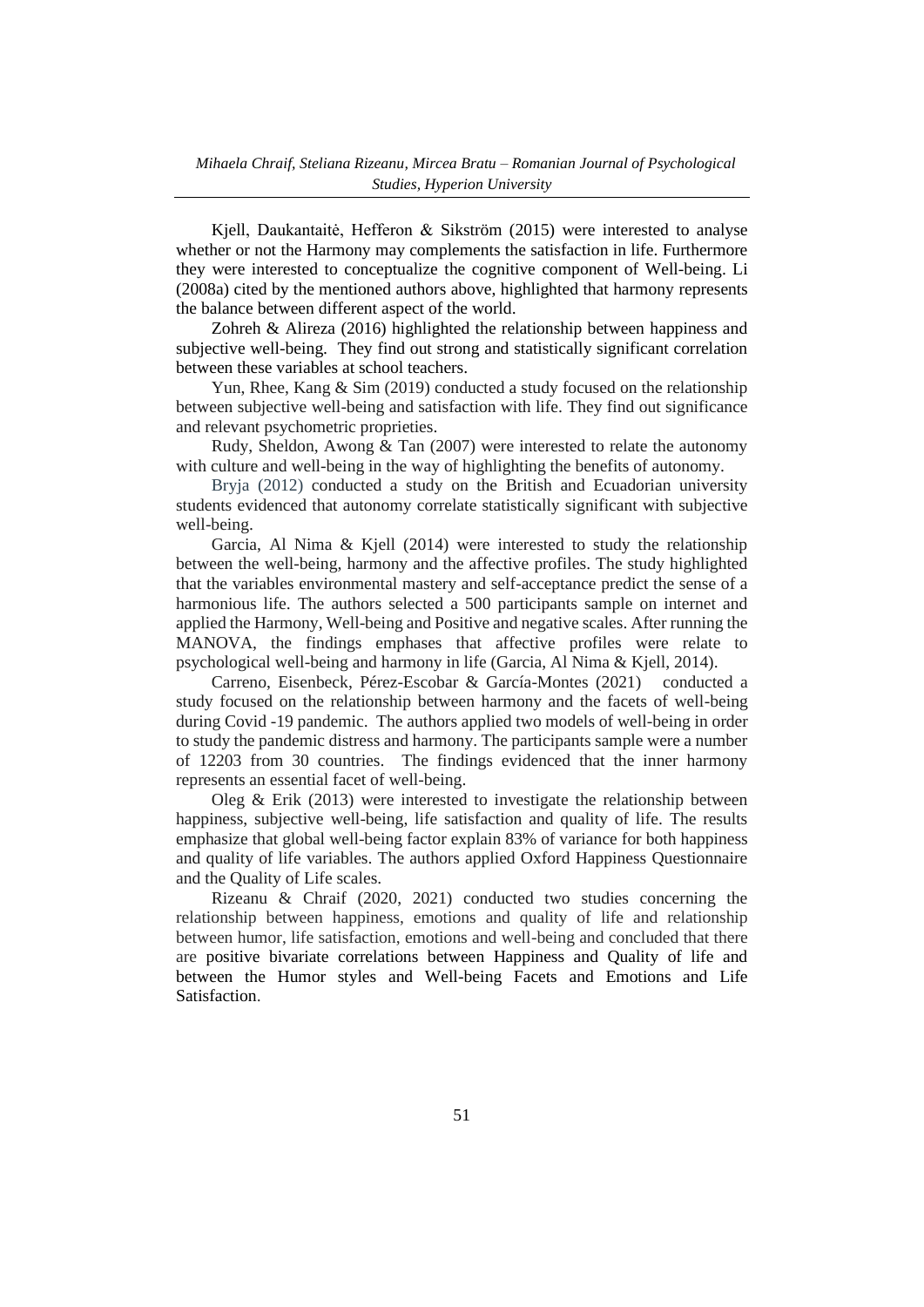Kjell, Daukantaitė, Hefferon & Sikström (2015) were interested to analyse whether or not the Harmony may complements the satisfaction in life. Furthermore they were interested to conceptualize the cognitive component of Well-being. Li (2008a) cited by the mentioned authors above, highlighted that harmony represents the balance between different aspect of the world.

Zohreh & Alireza (2016) highlighted the relationship between happiness and subjective well-being. They find out strong and statistically significant correlation between these variables at school teachers.

Yun, Rhee, Kang & Sim (2019) conducted a study focused on the relationship between subjective well-being and satisfaction with life. They find out significance and relevant psychometric proprieties.

Rudy, Sheldon, Awong & Tan (2007) were interested to relate the autonomy with culture and well-being in the way of highlighting the benefits of autonomy.

Bryja (2012) conducted a study on the British and Ecuadorian university students evidenced that autonomy correlate statistically significant with subjective well-being.

Garcia, Al Nima & Kjell (2014) were interested to study the relationship between the well-being, harmony and the affective profiles. The study highlighted that the variables environmental mastery and self-acceptance predict the sense of a harmonious life. The authors selected a 500 participants sample on internet and applied the Harmony, Well-being and Positive and negative scales. After running the MANOVA, the findings emphases that affective profiles were relate to psychological well-being and harmony in life (Garcia, Al Nima & Kjell, 2014).

Carreno, Eisenbeck, Pérez-Escobar & García-Montes (2021) conducted a study focused on the relationship between harmony and the facets of well-being during Covid -19 pandemic. The authors applied two models of well-being in order to study the pandemic distress and harmony. The participants sample were a number of 12203 from 30 countries. The findings evidenced that the inner harmony represents an essential facet of well-being.

Oleg & Erik (2013) were interested to investigate the relationship between happiness, subjective well-being, life satisfaction and quality of life. The results emphasize that global well-being factor explain 83% of variance for both happiness and quality of life variables. The authors applied Oxford Happiness Questionnaire and the Quality of Life scales.

Rizeanu & Chraif (2020, 2021) conducted two studies concerning the relationship between happiness, emotions and quality of life and relationship between humor, life satisfaction, emotions and well-being and concluded that there are positive bivariate correlations between Happiness and Quality of life and between the Humor styles and Well-being Facets and Emotions and Life Satisfaction.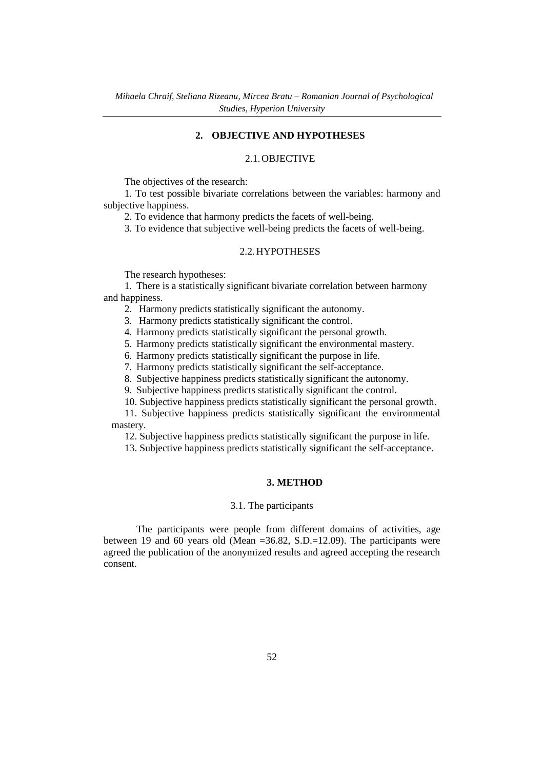## 2. OBJECTIVE AND HYPOTHESES

### 2.1. OBJECTIVE

The objectives of the research:

1. To test possible bivariate correlations between the variables: harmony and subjective happiness.
2. To evidence that harmony predicts the facets of well-being.
3. To evidence that subjective well-being predicts the facets of well-being.

### 2.2. HYPOTHESES

The research hypotheses:

1. There is a statistically significant bivariate correlation between harmony and happiness.
2. Harmony predicts statistically significant the autonomy.
3. Harmony predicts statistically significant the control.
4. Harmony predicts statistically significant the personal growth.
5. Harmony predicts statistically significant the environmental mastery.
6. Harmony predicts statistically significant the purpose in life.
7. Harmony predicts statistically significant the self-acceptance.
8. Subjective happiness predicts statistically significant the autonomy.
9. Subjective happiness predicts statistically significant the control.
10. Subjective happiness predicts statistically significant the personal growth.
11. Subjective happiness predicts statistically significant the environmental mastery.
12. Subjective happiness predicts statistically significant the purpose in life.
13. Subjective happiness predicts statistically significant the self-acceptance.

## 3. METHOD

### 3.1. The participants

The participants were people from different domains of activities, age between 19 and 60 years old (Mean =36.82, S.D.=12.09). The participants were agreed the publication of the anonymized results and agreed accepting the research consent.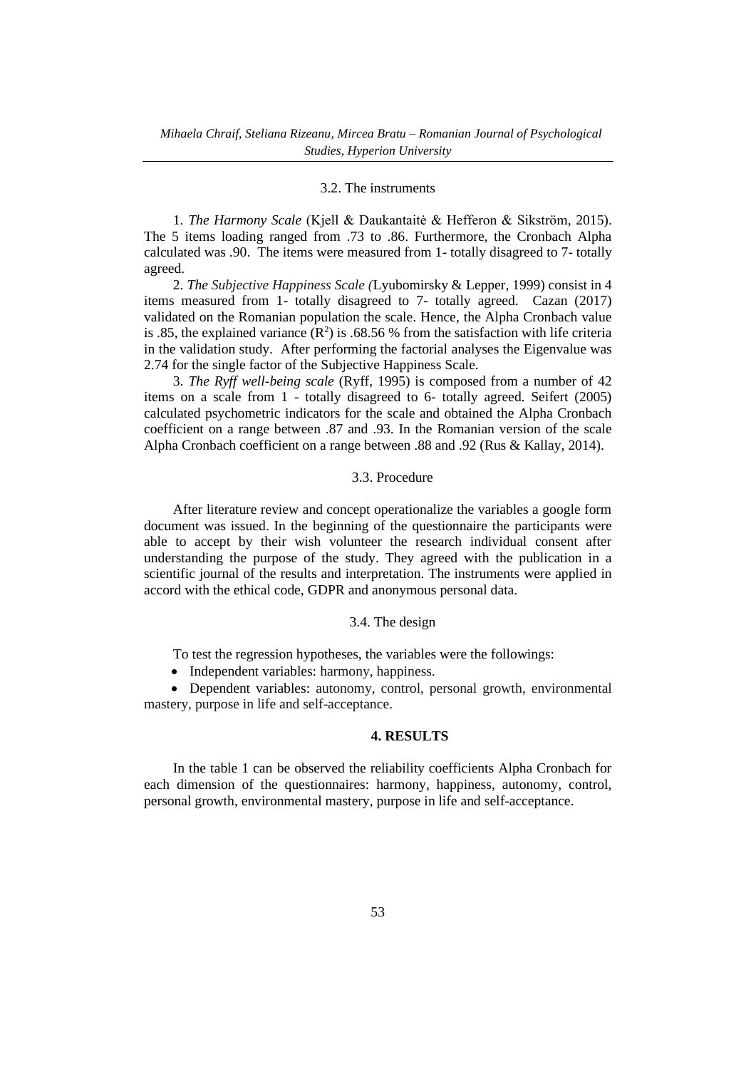### 3.2. The instruments

1. *The Harmony Scale* (Kjell & Daukantaitė & Hefferon & Sikström, 2015). The 5 items loading ranged from .73 to .86. Furthermore, the Cronbach Alpha calculated was .90. The items were measured from 1- totally disagreed to 7- totally agreed.

2. *The Subjective Happiness Scale (*Lyubomirsky & Lepper, 1999) consist in 4 items measured from 1- totally disagreed to 7- totally agreed. Cazan (2017) validated on the Romanian population the scale. Hence, the Alpha Cronbach value is .85, the explained variance ($R^2$) is .68.56 % from the satisfaction with life criteria in the validation study. After performing the factorial analyses the Eigenvalue was 2.74 for the single factor of the Subjective Happiness Scale.

3. *The Ryff well-being scale* (Ryff, 1995) is composed from a number of 42 items on a scale from 1 - totally disagreed to 6- totally agreed. Seifert (2005) calculated psychometric indicators for the scale and obtained the Alpha Cronbach coefficient on a range between .87 and .93. In the Romanian version of the scale Alpha Cronbach coefficient on a range between .88 and .92 (Rus & Kallay, 2014).

### 3.3. Procedure

After literature review and concept operationalize the variables a google form document was issued. In the beginning of the questionnaire the participants were able to accept by their wish volunteer the research individual consent after understanding the purpose of the study. They agreed with the publication in a scientific journal of the results and interpretation. The instruments were applied in accord with the ethical code, GDPR and anonymous personal data.

### 3.4. The design

To test the regression hypotheses, the variables were the followings:

- Independent variables: harmony, happiness.
- Dependent variables: autonomy, control, personal growth, environmental mastery, purpose in life and self-acceptance.

## 4. RESULTS

In the table 1 can be observed the reliability coefficients Alpha Cronbach for each dimension of the questionnaires: harmony, happiness, autonomy, control, personal growth, environmental mastery, purpose in life and self-acceptance.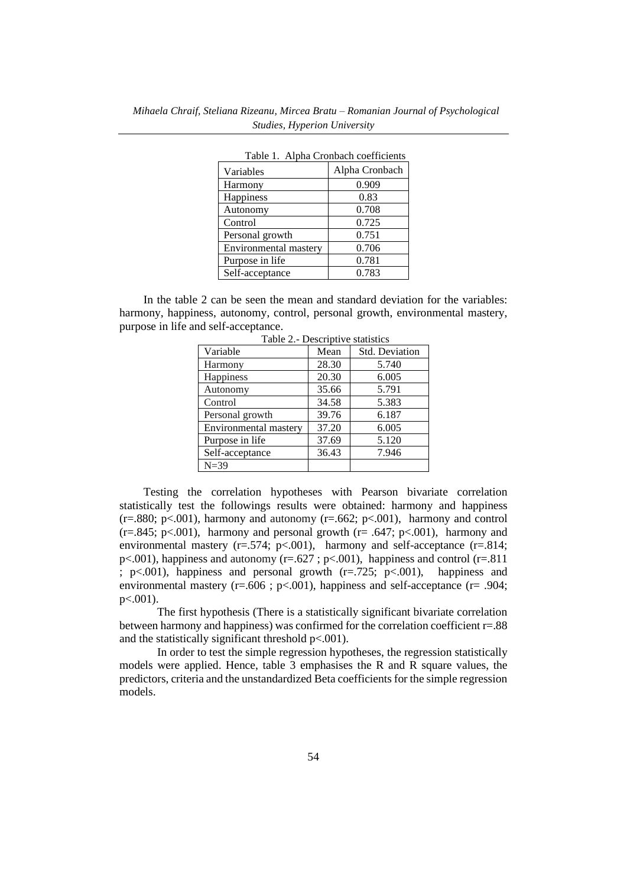Table 1. Alpha Cronbach coefficients

| Variables | Alpha Cronbach |
|---|---|
| Harmony | 0.909 |
| Happiness | 0.83 |
| Autonomy | 0.708 |
| Control | 0.725 |
| Personal growth | 0.751 |
| Environmental mastery | 0.706 |
| Purpose in life | 0.781 |
| Self-acceptance | 0.783 |

In the table 2 can be seen the mean and standard deviation for the variables: harmony, happiness, autonomy, control, personal growth, environmental mastery, purpose in life and self-acceptance.

Table 2.- Descriptive statistics

| Variable | Mean | Std. Deviation |
|---|---|---|
| Harmony | 28.30 | 5.740 |
| Happiness | 20.30 | 6.005 |
| Autonomy | 35.66 | 5.791 |
| Control | 34.58 | 5.383 |
| Personal growth | 39.76 | 6.187 |
| Environmental mastery | 37.20 | 6.005 |
| Purpose in life | 37.69 | 5.120 |
| Self-acceptance | 36.43 | 7.946 |
| N=39 | | |

Testing the correlation hypotheses with Pearson bivariate correlation statistically test the followings results were obtained: harmony and happiness ($r=.880$; $p<.001$), harmony and autonomy ($r=.662$; $p<.001$), harmony and control ($r=.845$; $p<.001$), harmony and personal growth ($r= .647$; $p<.001$), harmony and environmental mastery ($r=.574$; $p<.001$), harmony and self-acceptance ($r=.814$; $p<.001$), happiness and autonomy ($r=.627$ ; $p<.001$), happiness and control ($r=.811$ ; $p<.001$), happiness and personal growth ($r=.725$; $p<.001$), happiness and environmental mastery ($r=.606$ ; $p<.001$), happiness and self-acceptance ($r= .904$; $p<.001$).

The first hypothesis (There is a statistically significant bivariate correlation between harmony and happiness) was confirmed for the correlation coefficient $r=.88$ and the statistically significant threshold $p<.001$).

In order to test the simple regression hypotheses, the regression statistically models were applied. Hence, table 3 emphasises the R and R square values, the predictors, criteria and the unstandardized Beta coefficients for the simple regression models.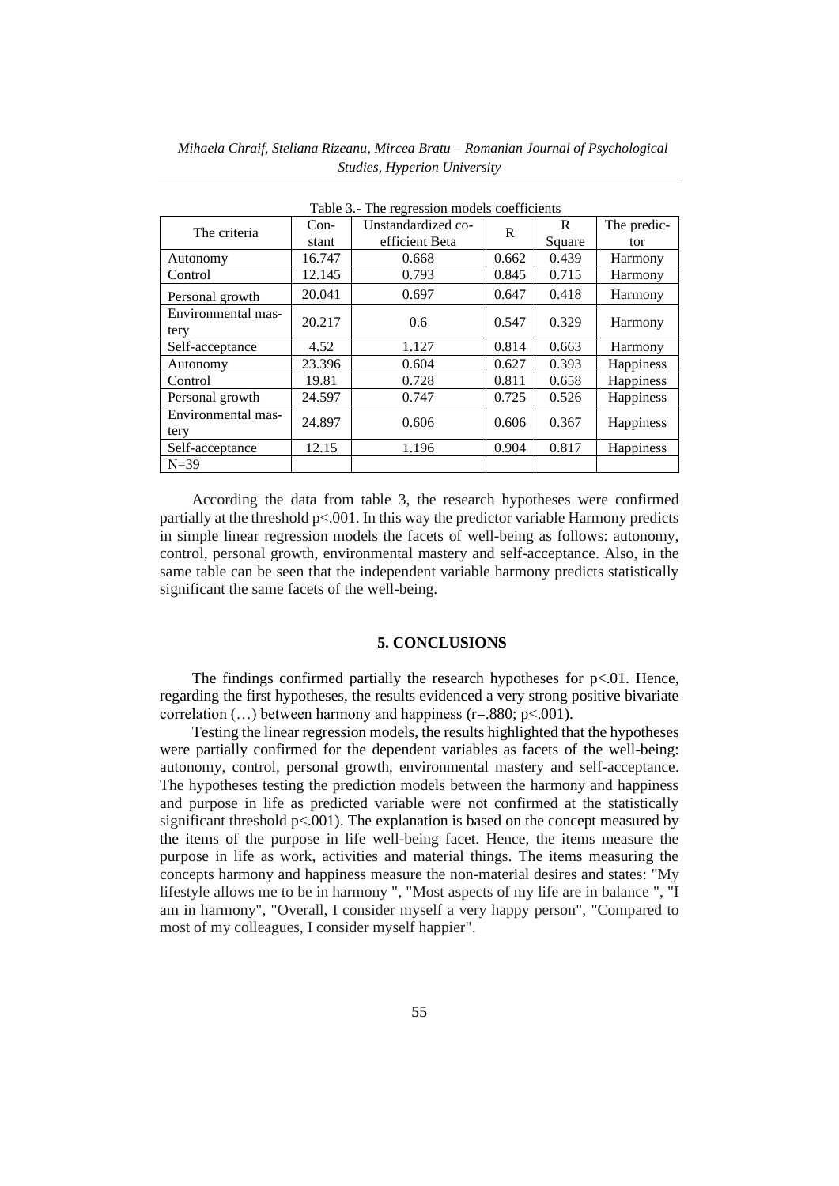Table 3.- The regression models coefficients

| The criteria | Constant | Unstandardized coefficient Beta | R | R Square | The predictor |
|---|---|---|---|---|---|
| Autonomy | 16.747 | 0.668 | 0.662 | 0.439 | Harmony |
| Control | 12.145 | 0.793 | 0.845 | 0.715 | Harmony |
| Personal growth | 20.041 | 0.697 | 0.647 | 0.418 | Harmony |
| Environmental mastery | 20.217 | 0.6 | 0.547 | 0.329 | Harmony |
| Self-acceptance | 4.52 | 1.127 | 0.814 | 0.663 | Harmony |
| Autonomy | 23.396 | 0.604 | 0.627 | 0.393 | Happiness |
| Control | 19.81 | 0.728 | 0.811 | 0.658 | Happiness |
| Personal growth | 24.597 | 0.747 | 0.725 | 0.526 | Happiness |
| Environmental mastery | 24.897 | 0.606 | 0.606 | 0.367 | Happiness |
| Self-acceptance | 12.15 | 1.196 | 0.904 | 0.817 | Happiness |
| N=39 | | | | | |

According the data from table 3, the research hypotheses were confirmed partially at the threshold $p<.001$. In this way the predictor variable Harmony predicts in simple linear regression models the facets of well-being as follows: autonomy, control, personal growth, environmental mastery and self-acceptance. Also, in the same table can be seen that the independent variable harmony predicts statistically significant the same facets of the well-being.

## 5. CONCLUSIONS

The findings confirmed partially the research hypotheses for $p<.01$. Hence, regarding the first hypotheses, the results evidenced a very strong positive bivariate correlation (…) between harmony and happiness ($r=.880$; $p<.001$).

Testing the linear regression models, the results highlighted that the hypotheses were partially confirmed for the dependent variables as facets of the well-being: autonomy, control, personal growth, environmental mastery and self-acceptance. The hypotheses testing the prediction models between the harmony and happiness and purpose in life as predicted variable were not confirmed at the statistically significant threshold $p<.001$). The explanation is based on the concept measured by the items of the purpose in life well-being facet. Hence, the items measure the purpose in life as work, activities and material things. The items measuring the concepts harmony and happiness measure the non-material desires and states: "My lifestyle allows me to be in harmony ", "Most aspects of my life are in balance ", "I am in harmony", "Overall, I consider myself a very happy person", "Compared to most of my colleagues, I consider myself happier".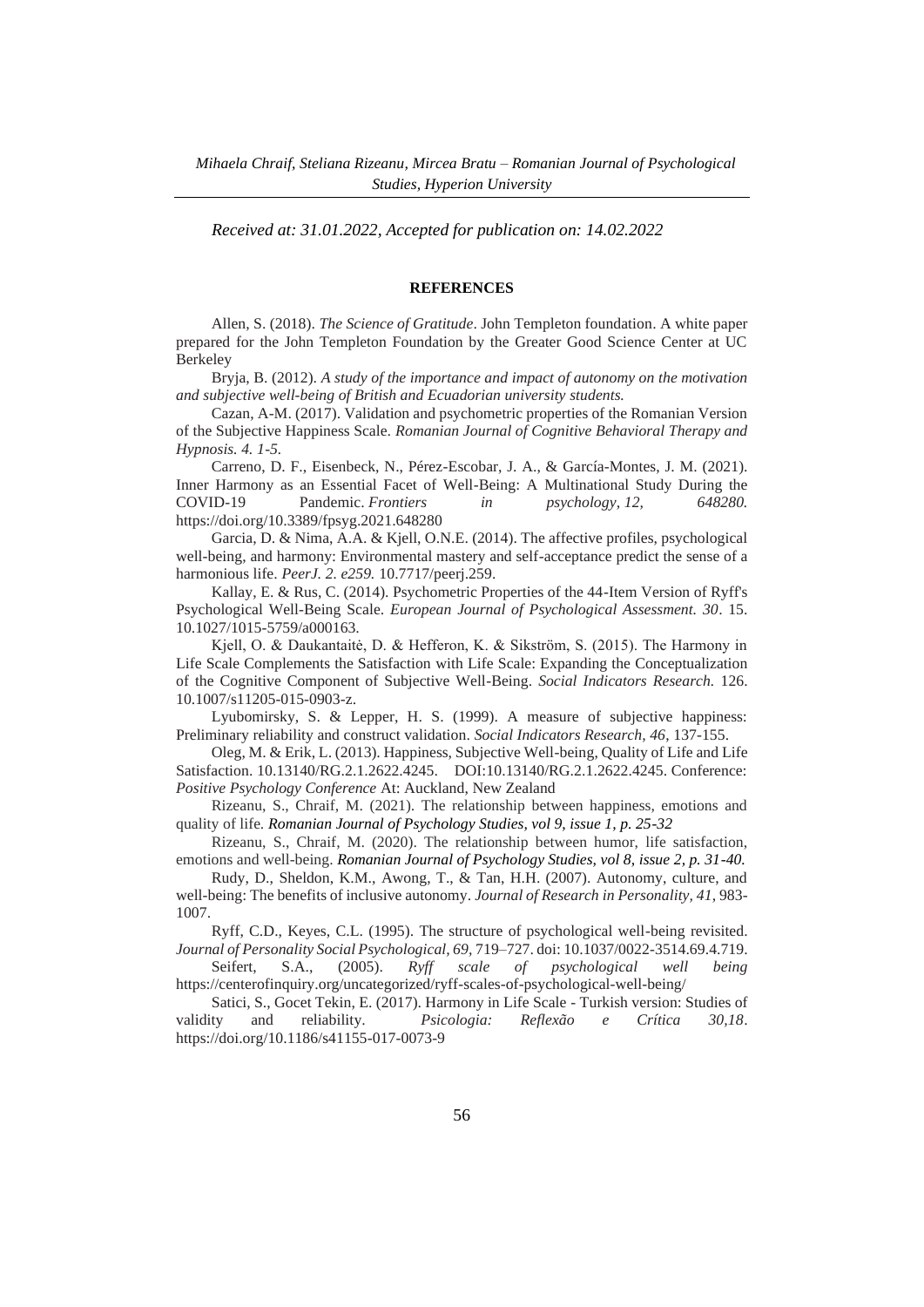*Received at: 31.01.2022, Accepted for publication on: 14.02.2022*

## REFERENCES

Allen, S. (2018). *The Science of Gratitude*. John Templeton foundation. A white paper prepared for the John Templeton Foundation by the Greater Good Science Center at UC Berkeley

Bryja, B. (2012). *A study of the importance and impact of autonomy on the motivation and subjective well-being of British and Ecuadorian university students.*

Cazan, A-M. (2017). Validation and psychometric properties of the Romanian Version of the Subjective Happiness Scale. *Romanian Journal of Cognitive Behavioral Therapy and Hypnosis. 4. 1-5.*

Carreno, D. F., Eisenbeck, N., Pérez-Escobar, J. A., & García-Montes, J. M. (2021). Inner Harmony as an Essential Facet of Well-Being: A Multinational Study During the COVID-19 Pandemic. *Frontiers in psychology, 12, 648280.* https://doi.org/10.3389/fpsyg.2021.648280

Garcia, D. & Nima, A.A. & Kjell, O.N.E. (2014). The affective profiles, psychological well-being, and harmony: Environmental mastery and self-acceptance predict the sense of a harmonious life. *PeerJ. 2. e259.* 10.7717/peerj.259.

Kallay, E. & Rus, C. (2014). Psychometric Properties of the 44-Item Version of Ryff's Psychological Well-Being Scale. *European Journal of Psychological Assessment. 30*. 15. 10.1027/1015-5759/a000163.

Kjell, O. & Daukantaitė, D. & Hefferon, K. & Sikström, S. (2015). The Harmony in Life Scale Complements the Satisfaction with Life Scale: Expanding the Conceptualization of the Cognitive Component of Subjective Well-Being. *Social Indicators Research.* 126. 10.1007/s11205-015-0903-z.

Lyubomirsky, S. & Lepper, H. S. (1999). A measure of subjective happiness: Preliminary reliability and construct validation. *Social Indicators Research, 46*, 137-155.

Oleg, M. & Erik, L. (2013). Happiness, Subjective Well-being, Quality of Life and Life Satisfaction. 10.13140/RG.2.1.2622.4245. DOI:10.13140/RG.2.1.2622.4245. Conference: *Positive Psychology Conference* At: Auckland, New Zealand

Rizeanu, S., Chraif, M. (2021). The relationship between happiness, emotions and quality of life. ***Romanian Journal of Psychology Studies, vol 9, issue 1, p. 25-32***

Rizeanu, S., Chraif, M. (2020). The relationship between humor, life satisfaction, emotions and well-being. ***Romanian Journal of Psychology Studies, vol 8, issue 2, p. 31-40.***

Rudy, D., Sheldon, K.M., Awong, T., & Tan, H.H. (2007). Autonomy, culture, and well-being: The benefits of inclusive autonomy. *Journal of Research in Personality, 41*, 983-1007.

Ryff, C.D., Keyes, C.L. (1995). The structure of psychological well-being revisited. *Journal of Personality Social Psychological, 69,* 719–727. doi: 10.1037/0022-3514.69.4.719.

Seifert, S.A., (2005). *Ryff scale of psychological well being* https://centerofinquiry.org/uncategorized/ryff-scales-of-psychological-well-being/

Satici, S., Gocet Tekin, E. (2017). Harmony in Life Scale - Turkish version: Studies of validity and reliability. *Psicologia: Reflexão e Crítica 30,18*. https://doi.org/10.1186/s41155-017-0073-9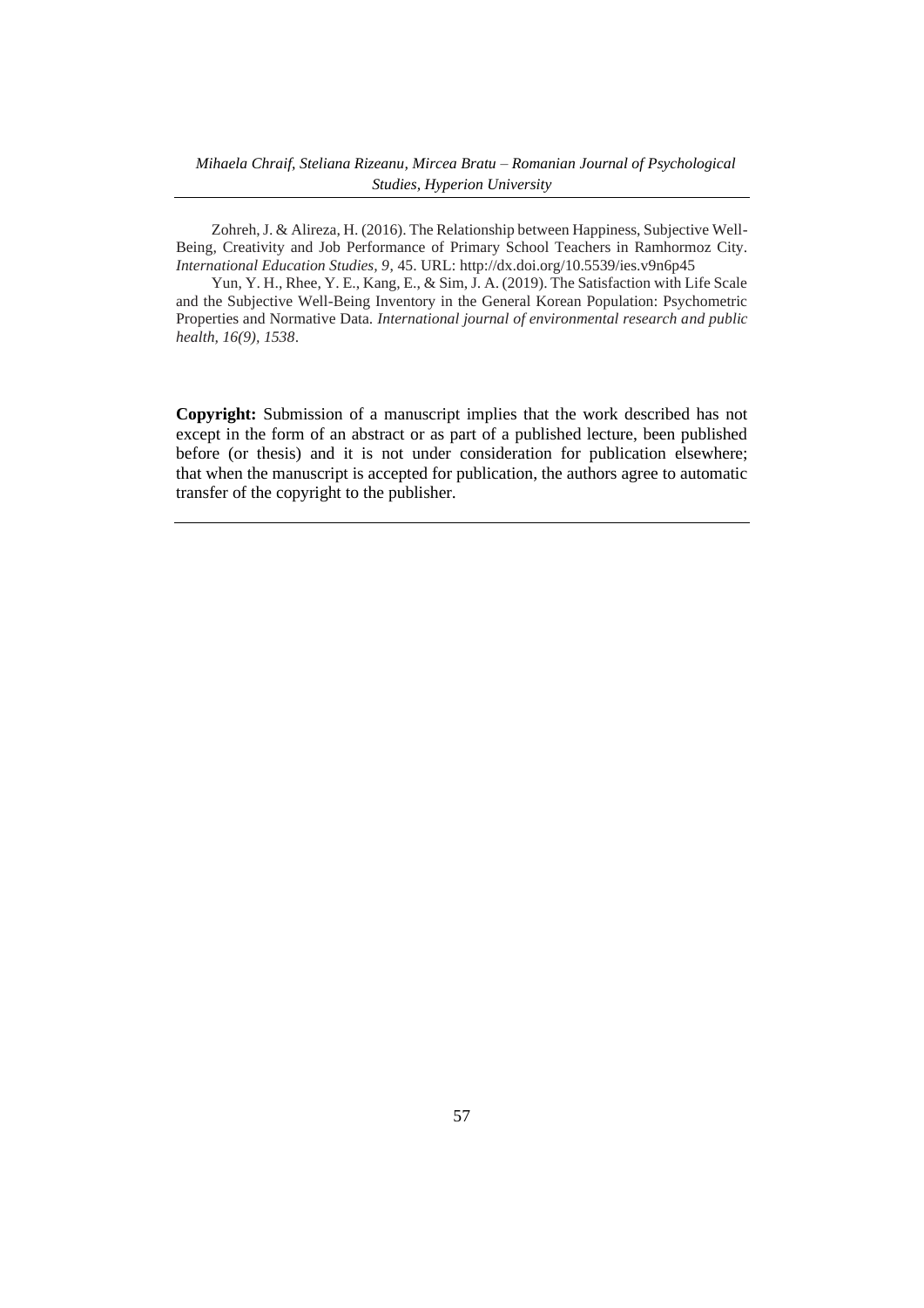Zohreh, J. & Alireza, H. (2016). The Relationship between Happiness, Subjective Well-Being, Creativity and Job Performance of Primary School Teachers in Ramhormoz City. *International Education Studies, 9*, 45. URL: http://dx.doi.org/10.5539/ies.v9n6p45

Yun, Y. H., Rhee, Y. E., Kang, E., & Sim, J. A. (2019). The Satisfaction with Life Scale and the Subjective Well-Being Inventory in the General Korean Population: Psychometric Properties and Normative Data. *International journal of environmental research and public health, 16(9), 1538*.

**Copyright:** Submission of a manuscript implies that the work described has not except in the form of an abstract or as part of a published lecture, been published before (or thesis) and it is not under consideration for publication elsewhere; that when the manuscript is accepted for publication, the authors agree to automatic transfer of the copyright to the publisher.